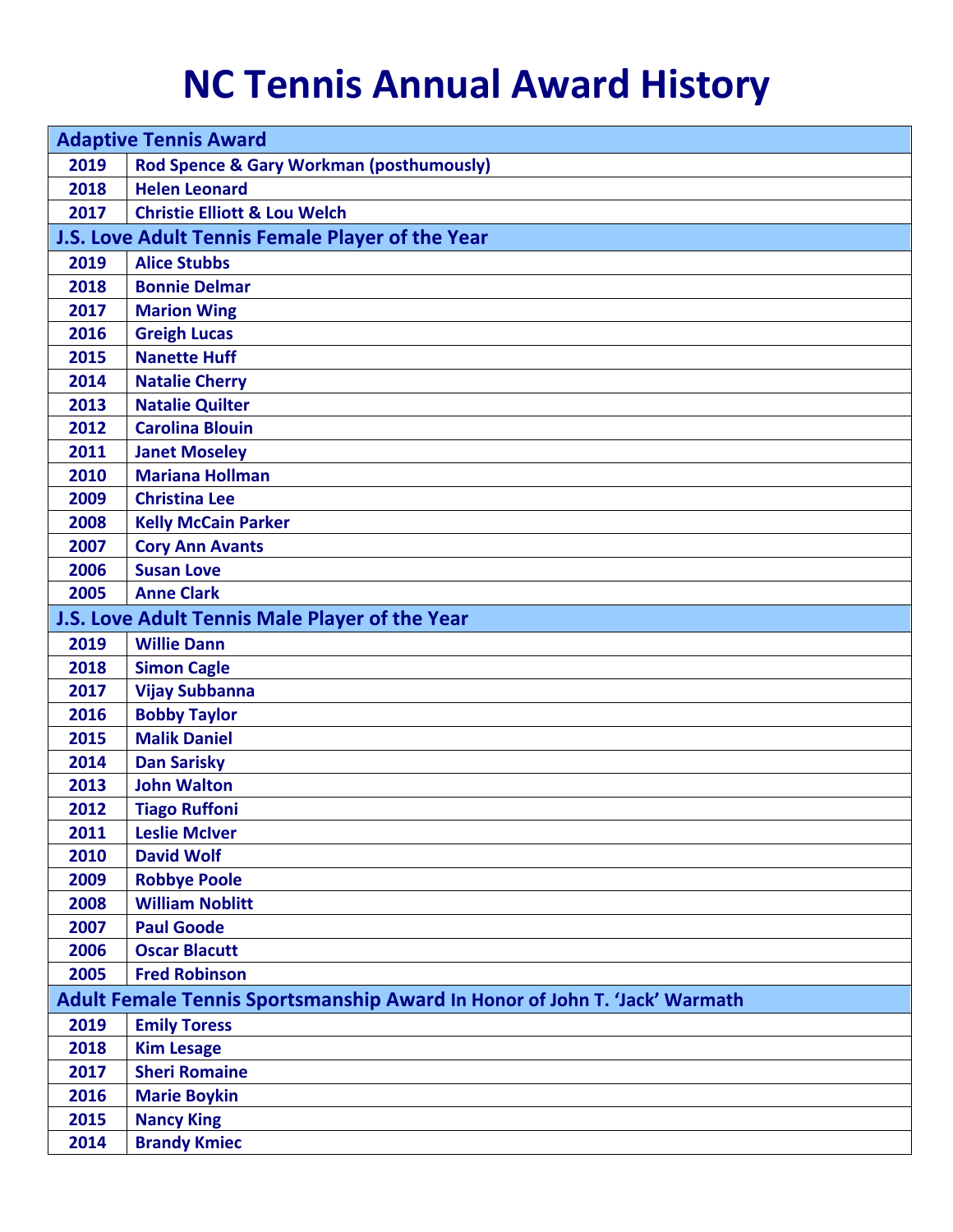# NC Tennis Annual Award History

| Adaptive Tennis Award | |
|---|---|
| 2019 | Rod Spence & Gary Workman (posthumously) |
| 2018 | Helen Leonard |
| 2017 | Christie Elliott & Lou Welch |
| **J.S. Love Adult Tennis Female Player of the Year** | |
| 2019 | Alice Stubbs |
| 2018 | Bonnie Delmar |
| 2017 | Marion Wing |
| 2016 | Greigh Lucas |
| 2015 | Nanette Huff |
| 2014 | Natalie Cherry |
| 2013 | Natalie Quilter |
| 2012 | Carolina Blouin |
| 2011 | Janet Moseley |
| 2010 | Mariana Hollman |
| 2009 | Christina Lee |
| 2008 | Kelly McCain Parker |
| 2007 | Cory Ann Avants |
| 2006 | Susan Love |
| 2005 | Anne Clark |
| **J.S. Love Adult Tennis Male Player of the Year** | |
| 2019 | Willie Dann |
| 2018 | Simon Cagle |
| 2017 | Vijay Subbanna |
| 2016 | Bobby Taylor |
| 2015 | Malik Daniel |
| 2014 | Dan Sarisky |
| 2013 | John Walton |
| 2012 | Tiago Ruffoni |
| 2011 | Leslie McIver |
| 2010 | David Wolf |
| 2009 | Robbye Poole |
| 2008 | William Noblitt |
| 2007 | Paul Goode |
| 2006 | Oscar Blacutt |
| 2005 | Fred Robinson |
| **Adult Female Tennis Sportsmanship Award In Honor of John T. 'Jack' Warmath** | |
| 2019 | Emily Toress |
| 2018 | Kim Lesage |
| 2017 | Sheri Romaine |
| 2016 | Marie Boykin |
| 2015 | Nancy King |
| 2014 | Brandy Kmiec |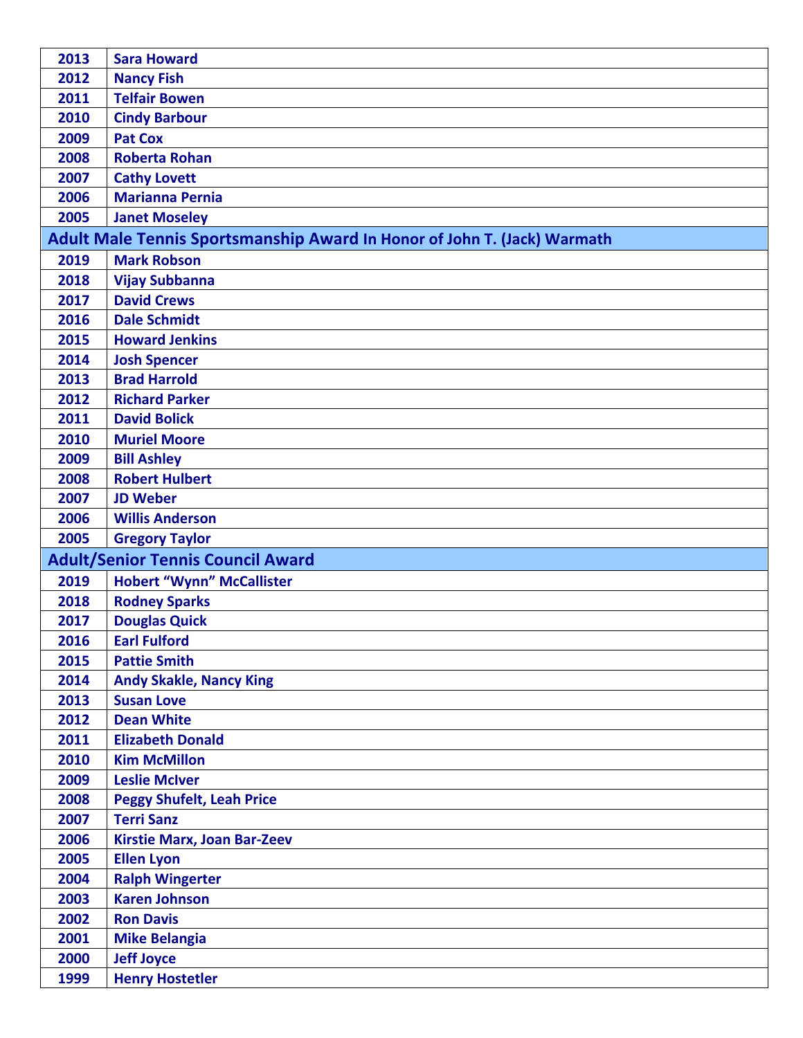| | |
|---|---|
| **2013** | **Sara Howard** |
| **2012** | **Nancy Fish** |
| **2011** | **Telfair Bowen** |
| **2010** | **Cindy Barbour** |
| **2009** | **Pat Cox** |
| **2008** | **Roberta Rohan** |
| **2007** | **Cathy Lovett** |
| **2006** | **Marianna Pernia** |
| **2005** | **Janet Moseley** |

## Adult Male Tennis Sportsmanship Award In Honor of John T. (Jack) Warmath

| | |
|---|---|
| **2019** | **Mark Robson** |
| **2018** | **Vijay Subbanna** |
| **2017** | **David Crews** |
| **2016** | **Dale Schmidt** |
| **2015** | **Howard Jenkins** |
| **2014** | **Josh Spencer** |
| **2013** | **Brad Harrold** |
| **2012** | **Richard Parker** |
| **2011** | **David Bolick** |
| **2010** | **Muriel Moore** |
| **2009** | **Bill Ashley** |
| **2008** | **Robert Hulbert** |
| **2007** | **JD Weber** |
| **2006** | **Willis Anderson** |
| **2005** | **Gregory Taylor** |

## Adult/Senior Tennis Council Award

| | |
|---|---|
| **2019** | **Hobert "Wynn" McCallister** |
| **2018** | **Rodney Sparks** |
| **2017** | **Douglas Quick** |
| **2016** | **Earl Fulford** |
| **2015** | **Pattie Smith** |
| **2014** | **Andy Skakle, Nancy King** |
| **2013** | **Susan Love** |
| **2012** | **Dean White** |
| **2011** | **Elizabeth Donald** |
| **2010** | **Kim McMillon** |
| **2009** | **Leslie McIver** |
| **2008** | **Peggy Shufelt, Leah Price** |
| **2007** | **Terri Sanz** |
| **2006** | **Kirstie Marx, Joan Bar-Zeev** |
| **2005** | **Ellen Lyon** |
| **2004** | **Ralph Wingerter** |
| **2003** | **Karen Johnson** |
| **2002** | **Ron Davis** |
| **2001** | **Mike Belangia** |
| **2000** | **Jeff Joyce** |
| **1999** | **Henry Hostetler** |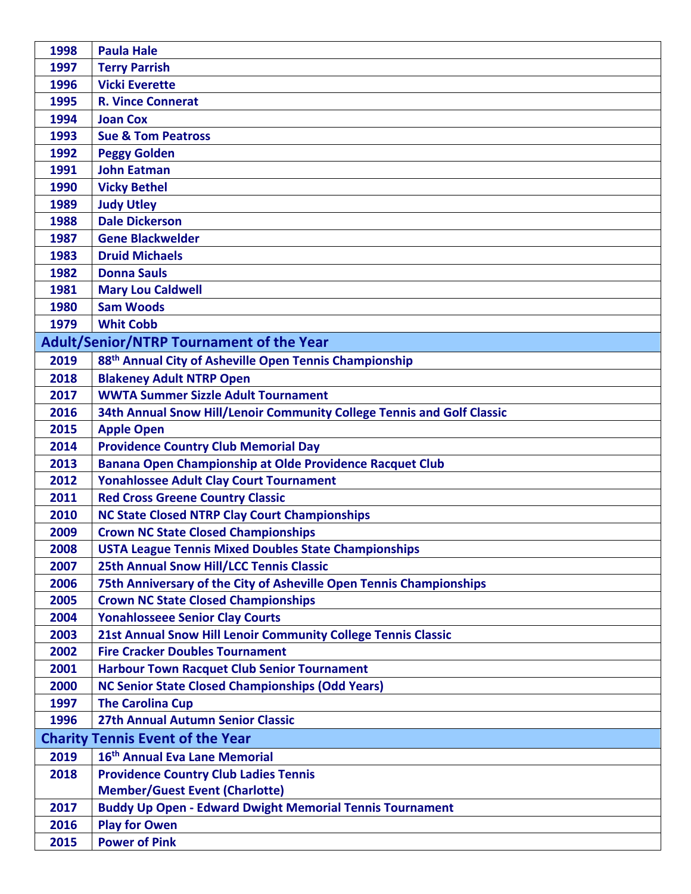| | |
|---|---|
| 1998 | Paula Hale |
| 1997 | Terry Parrish |
| 1996 | Vicki Everette |
| 1995 | R. Vince Connerat |
| 1994 | Joan Cox |
| 1993 | Sue & Tom Peatross |
| 1992 | Peggy Golden |
| 1991 | John Eatman |
| 1990 | Vicky Bethel |
| 1989 | Judy Utley |
| 1988 | Dale Dickerson |
| 1987 | Gene Blackwelder |
| 1983 | Druid Michaels |
| 1982 | Donna Sauls |
| 1981 | Mary Lou Caldwell |
| 1980 | Sam Woods |
| 1979 | Whit Cobb |
| **Adult/Senior/NTRP Tournament of the Year** | |
| 2019 | 88th Annual City of Asheville Open Tennis Championship |
| 2018 | Blakeney Adult NTRP Open |
| 2017 | WWTA Summer Sizzle Adult Tournament |
| 2016 | 34th Annual Snow Hill/Lenoir Community College Tennis and Golf Classic |
| 2015 | Apple Open |
| 2014 | Providence Country Club Memorial Day |
| 2013 | Banana Open Championship at Olde Providence Racquet Club |
| 2012 | Yonahlossee Adult Clay Court Tournament |
| 2011 | Red Cross Greene Country Classic |
| 2010 | NC State Closed NTRP Clay Court Championships |
| 2009 | Crown NC State Closed Championships |
| 2008 | USTA League Tennis Mixed Doubles State Championships |
| 2007 | 25th Annual Snow Hill/LCC Tennis Classic |
| 2006 | 75th Anniversary of the City of Asheville Open Tennis Championships |
| 2005 | Crown NC State Closed Championships |
| 2004 | Yonahlosseee Senior Clay Courts |
| 2003 | 21st Annual Snow Hill Lenoir Community College Tennis Classic |
| 2002 | Fire Cracker Doubles Tournament |
| 2001 | Harbour Town Racquet Club Senior Tournament |
| 2000 | NC Senior State Closed Championships (Odd Years) |
| 1997 | The Carolina Cup |
| 1996 | 27th Annual Autumn Senior Classic |
| **Charity Tennis Event of the Year** | |
| 2019 | 16th Annual Eva Lane Memorial |
| 2018 | Providence Country Club Ladies Tennis Member/Guest Event (Charlotte) |
| 2017 | Buddy Up Open - Edward Dwight Memorial Tennis Tournament |
| 2016 | Play for Owen |
| 2015 | Power of Pink |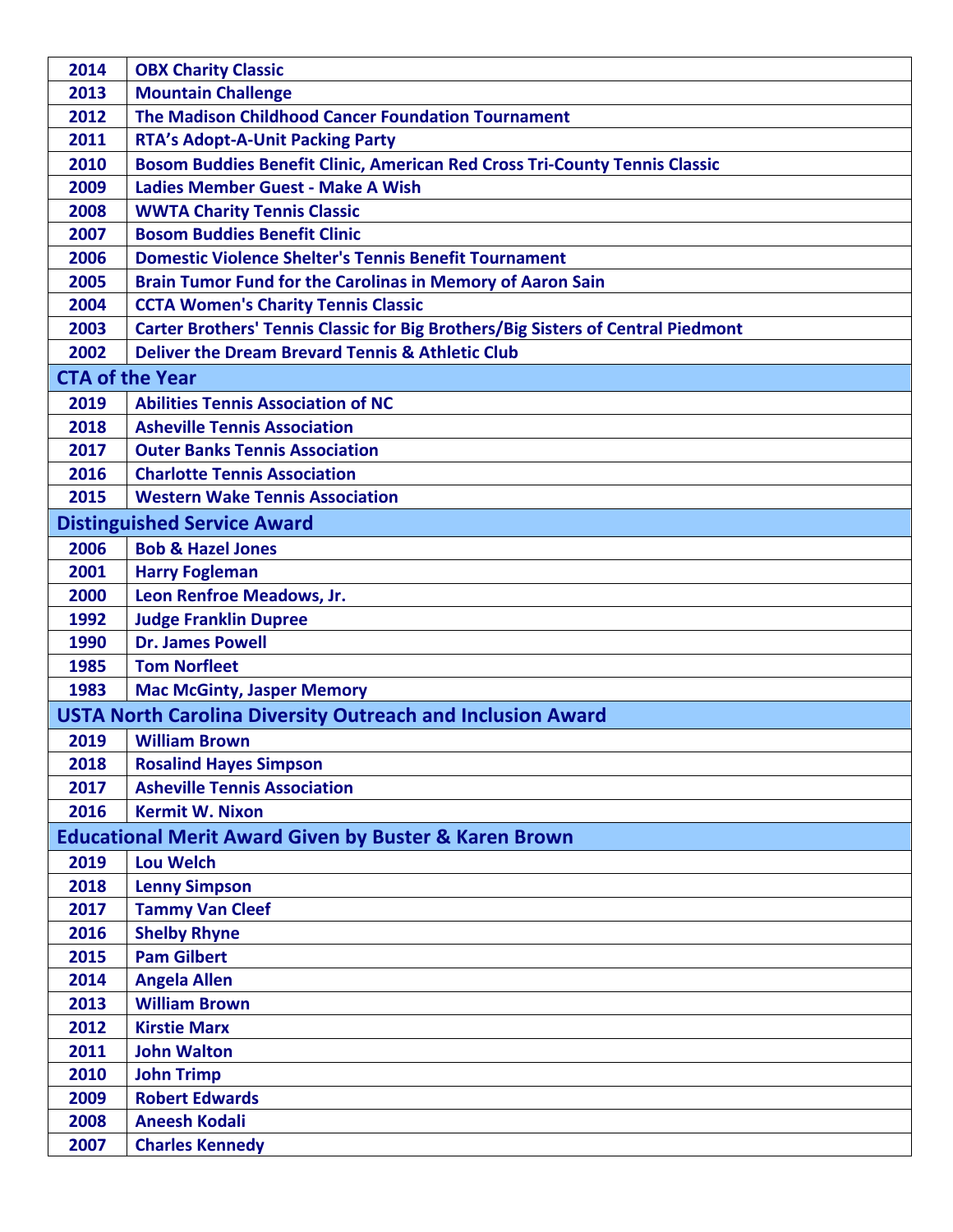| | |
|---|---|
| 2014 | OBX Charity Classic |
| 2013 | Mountain Challenge |
| 2012 | The Madison Childhood Cancer Foundation Tournament |
| 2011 | RTA's Adopt-A-Unit Packing Party |
| 2010 | Bosom Buddies Benefit Clinic, American Red Cross Tri-County Tennis Classic |
| 2009 | Ladies Member Guest - Make A Wish |
| 2008 | WWTA Charity Tennis Classic |
| 2007 | Bosom Buddies Benefit Clinic |
| 2006 | Domestic Violence Shelter's Tennis Benefit Tournament |
| 2005 | Brain Tumor Fund for the Carolinas in Memory of Aaron Sain |
| 2004 | CCTA Women's Charity Tennis Classic |
| 2003 | Carter Brothers' Tennis Classic for Big Brothers/Big Sisters of Central Piedmont |
| 2002 | Deliver the Dream Brevard Tennis & Athletic Club |

## CTA of the Year

| | |
|---|---|
| 2019 | Abilities Tennis Association of NC |
| 2018 | Asheville Tennis Association |
| 2017 | Outer Banks Tennis Association |
| 2016 | Charlotte Tennis Association |
| 2015 | Western Wake Tennis Association |

## Distinguished Service Award

| | |
|---|---|
| 2006 | Bob & Hazel Jones |
| 2001 | Harry Fogleman |
| 2000 | Leon Renfroe Meadows, Jr. |
| 1992 | Judge Franklin Dupree |
| 1990 | Dr. James Powell |
| 1985 | Tom Norfleet |
| 1983 | Mac McGinty, Jasper Memory |

## USTA North Carolina Diversity Outreach and Inclusion Award

| | |
|---|---|
| 2019 | William Brown |
| 2018 | Rosalind Hayes Simpson |
| 2017 | Asheville Tennis Association |
| 2016 | Kermit W. Nixon |

## Educational Merit Award Given by Buster & Karen Brown

| | |
|---|---|
| 2019 | Lou Welch |
| 2018 | Lenny Simpson |
| 2017 | Tammy Van Cleef |
| 2016 | Shelby Rhyne |
| 2015 | Pam Gilbert |
| 2014 | Angela Allen |
| 2013 | William Brown |
| 2012 | Kirstie Marx |
| 2011 | John Walton |
| 2010 | John Trimp |
| 2009 | Robert Edwards |
| 2008 | Aneesh Kodali |
| 2007 | Charles Kennedy |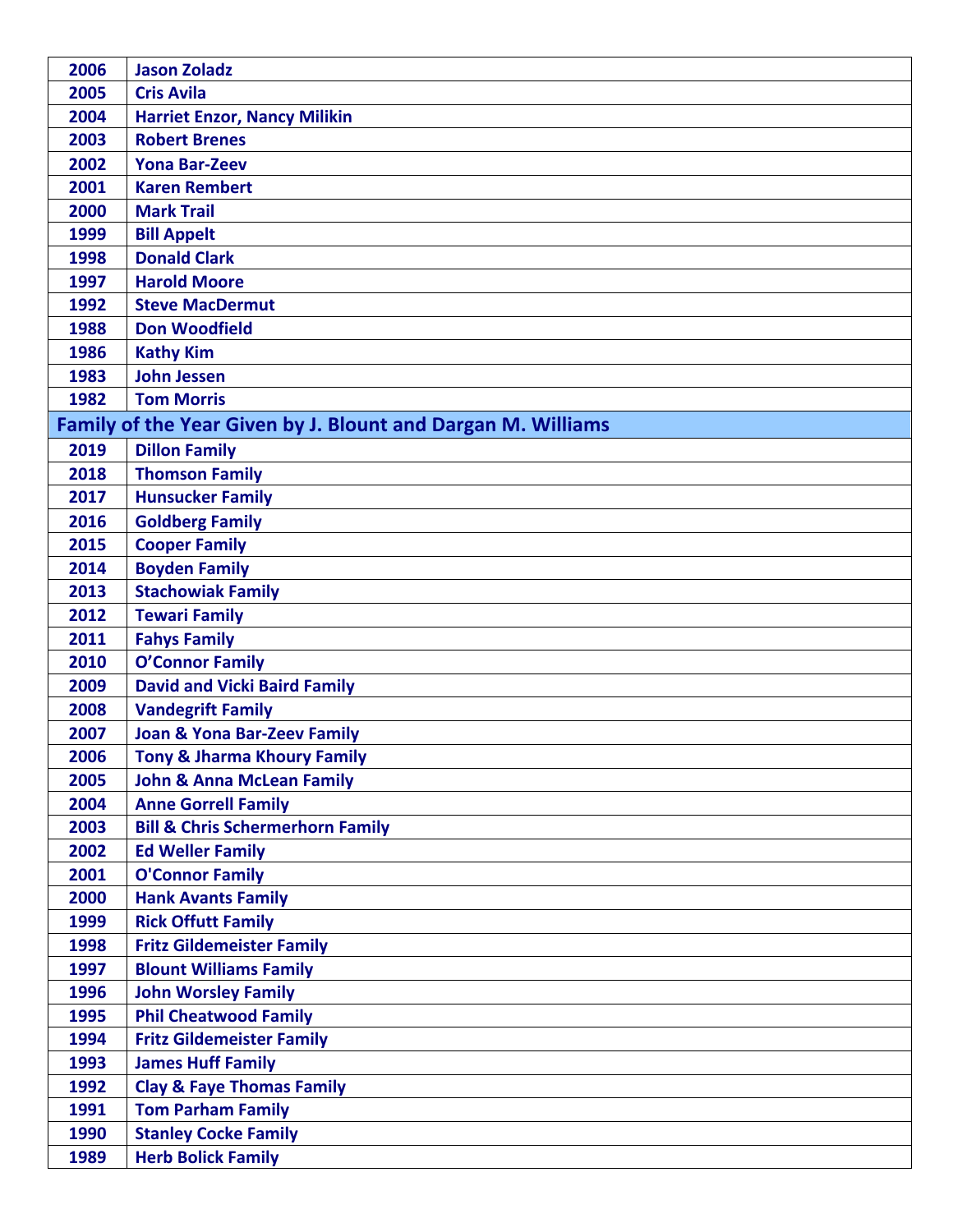| | |
|---|---|
| 2006 | Jason Zoladz |
| 2005 | Cris Avila |
| 2004 | Harriet Enzor, Nancy Milikin |
| 2003 | Robert Brenes |
| 2002 | Yona Bar-Zeev |
| 2001 | Karen Rembert |
| 2000 | Mark Trail |
| 1999 | Bill Appelt |
| 1998 | Donald Clark |
| 1997 | Harold Moore |
| 1992 | Steve MacDermut |
| 1988 | Don Woodfield |
| 1986 | Kathy Kim |
| 1983 | John Jessen |
| 1982 | Tom Morris |

## Family of the Year Given by J. Blount and Dargan M. Williams

| | |
|---|---|
| 2019 | Dillon Family |
| 2018 | Thomson Family |
| 2017 | Hunsucker Family |
| 2016 | Goldberg Family |
| 2015 | Cooper Family |
| 2014 | Boyden Family |
| 2013 | Stachowiak Family |
| 2012 | Tewari Family |
| 2011 | Fahys Family |
| 2010 | O'Connor Family |
| 2009 | David and Vicki Baird Family |
| 2008 | Vandegrift Family |
| 2007 | Joan & Yona Bar-Zeev Family |
| 2006 | Tony & Jharma Khoury Family |
| 2005 | John & Anna McLean Family |
| 2004 | Anne Gorrell Family |
| 2003 | Bill & Chris Schermerhorn Family |
| 2002 | Ed Weller Family |
| 2001 | O'Connor Family |
| 2000 | Hank Avants Family |
| 1999 | Rick Offutt Family |
| 1998 | Fritz Gildemeister Family |
| 1997 | Blount Williams Family |
| 1996 | John Worsley Family |
| 1995 | Phil Cheatwood Family |
| 1994 | Fritz Gildemeister Family |
| 1993 | James Huff Family |
| 1992 | Clay & Faye Thomas Family |
| 1991 | Tom Parham Family |
| 1990 | Stanley Cocke Family |
| 1989 | Herb Bolick Family |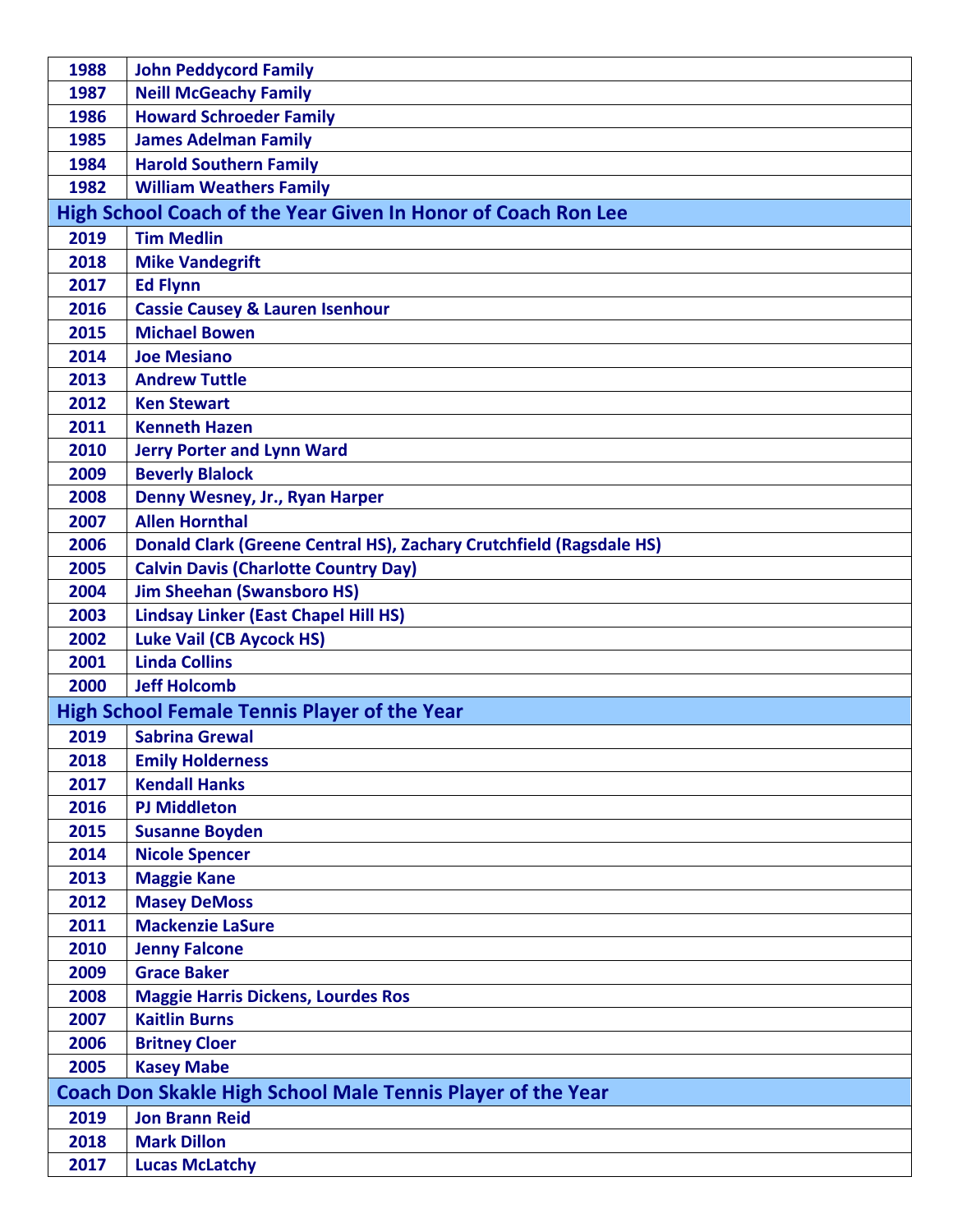| | |
|---|---|
| **1988** | **John Peddycord Family** |
| **1987** | **Neill McGeachy Family** |
| **1986** | **Howard Schroeder Family** |
| **1985** | **James Adelman Family** |
| **1984** | **Harold Southern Family** |
| **1982** | **William Weathers Family** |

## High School Coach of the Year Given In Honor of Coach Ron Lee

| | |
|---|---|
| **2019** | **Tim Medlin** |
| **2018** | **Mike Vandegrift** |
| **2017** | **Ed Flynn** |
| **2016** | **Cassie Causey & Lauren Isenhour** |
| **2015** | **Michael Bowen** |
| **2014** | **Joe Mesiano** |
| **2013** | **Andrew Tuttle** |
| **2012** | **Ken Stewart** |
| **2011** | **Kenneth Hazen** |
| **2010** | **Jerry Porter and Lynn Ward** |
| **2009** | **Beverly Blalock** |
| **2008** | **Denny Wesney, Jr., Ryan Harper** |
| **2007** | **Allen Hornthal** |
| **2006** | **Donald Clark (Greene Central HS), Zachary Crutchfield (Ragsdale HS)** |
| **2005** | **Calvin Davis (Charlotte Country Day)** |
| **2004** | **Jim Sheehan (Swansboro HS)** |
| **2003** | **Lindsay Linker (East Chapel Hill HS)** |
| **2002** | **Luke Vail (CB Aycock HS)** |
| **2001** | **Linda Collins** |
| **2000** | **Jeff Holcomb** |

## High School Female Tennis Player of the Year

| | |
|---|---|
| **2019** | **Sabrina Grewal** |
| **2018** | **Emily Holderness** |
| **2017** | **Kendall Hanks** |
| **2016** | **PJ Middleton** |
| **2015** | **Susanne Boyden** |
| **2014** | **Nicole Spencer** |
| **2013** | **Maggie Kane** |
| **2012** | **Masey DeMoss** |
| **2011** | **Mackenzie LaSure** |
| **2010** | **Jenny Falcone** |
| **2009** | **Grace Baker** |
| **2008** | **Maggie Harris Dickens, Lourdes Ros** |
| **2007** | **Kaitlin Burns** |
| **2006** | **Britney Cloer** |
| **2005** | **Kasey Mabe** |

## Coach Don Skakle High School Male Tennis Player of the Year

| | |
|---|---|
| **2019** | **Jon Brann Reid** |
| **2018** | **Mark Dillon** |
| **2017** | **Lucas McLatchy** |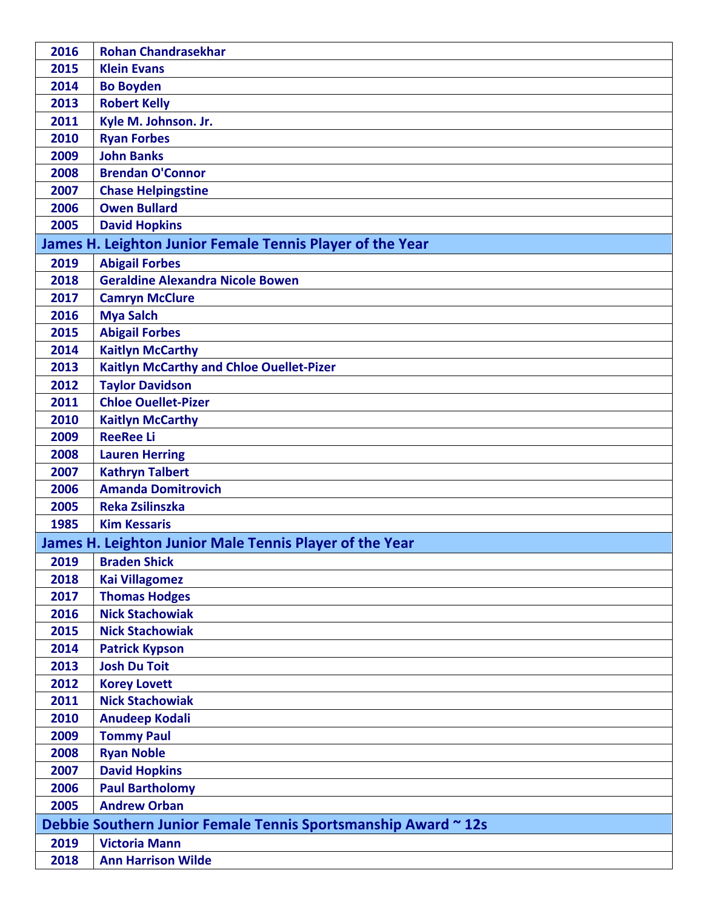| | |
|---|---|
| 2016 | Rohan Chandrasekhar |
| 2015 | Klein Evans |
| 2014 | Bo Boyden |
| 2013 | Robert Kelly |
| 2011 | Kyle M. Johnson. Jr. |
| 2010 | Ryan Forbes |
| 2009 | John Banks |
| 2008 | Brendan O'Connor |
| 2007 | Chase Helpingstine |
| 2006 | Owen Bullard |
| 2005 | David Hopkins |

## James H. Leighton Junior Female Tennis Player of the Year

| | |
|---|---|
| 2019 | Abigail Forbes |
| 2018 | Geraldine Alexandra Nicole Bowen |
| 2017 | Camryn McClure |
| 2016 | Mya Salch |
| 2015 | Abigail Forbes |
| 2014 | Kaitlyn McCarthy |
| 2013 | Kaitlyn McCarthy and Chloe Ouellet-Pizer |
| 2012 | Taylor Davidson |
| 2011 | Chloe Ouellet-Pizer |
| 2010 | Kaitlyn McCarthy |
| 2009 | ReeRee Li |
| 2008 | Lauren Herring |
| 2007 | Kathryn Talbert |
| 2006 | Amanda Domitrovich |
| 2005 | Reka Zsilinszka |
| 1985 | Kim Kessaris |

## James H. Leighton Junior Male Tennis Player of the Year

| | |
|---|---|
| 2019 | Braden Shick |
| 2018 | Kai Villagomez |
| 2017 | Thomas Hodges |
| 2016 | Nick Stachowiak |
| 2015 | Nick Stachowiak |
| 2014 | Patrick Kypson |
| 2013 | Josh Du Toit |
| 2012 | Korey Lovett |
| 2011 | Nick Stachowiak |
| 2010 | Anudeep Kodali |
| 2009 | Tommy Paul |
| 2008 | Ryan Noble |
| 2007 | David Hopkins |
| 2006 | Paul Bartholomy |
| 2005 | Andrew Orban |

## Debbie Southern Junior Female Tennis Sportsmanship Award ~ 12s

| | |
|---|---|
| 2019 | Victoria Mann |
| 2018 | Ann Harrison Wilde |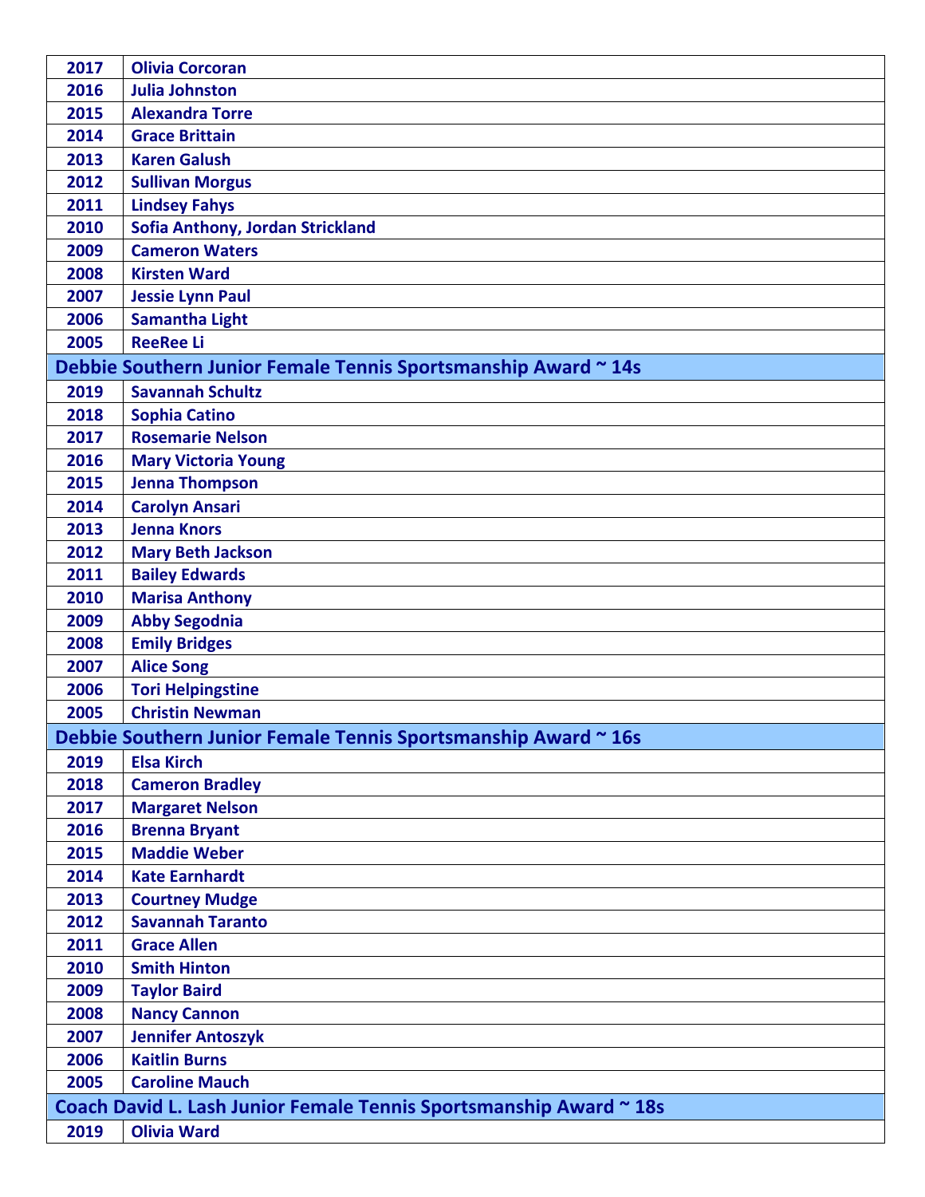| | |
|---|---|
| 2017 | Olivia Corcoran |
| 2016 | Julia Johnston |
| 2015 | Alexandra Torre |
| 2014 | Grace Brittain |
| 2013 | Karen Galush |
| 2012 | Sullivan Morgus |
| 2011 | Lindsey Fahys |
| 2010 | Sofia Anthony, Jordan Strickland |
| 2009 | Cameron Waters |
| 2008 | Kirsten Ward |
| 2007 | Jessie Lynn Paul |
| 2006 | Samantha Light |
| 2005 | ReeRee Li |

## Debbie Southern Junior Female Tennis Sportsmanship Award ~ 14s

| | |
|---|---|
| 2019 | Savannah Schultz |
| 2018 | Sophia Catino |
| 2017 | Rosemarie Nelson |
| 2016 | Mary Victoria Young |
| 2015 | Jenna Thompson |
| 2014 | Carolyn Ansari |
| 2013 | Jenna Knors |
| 2012 | Mary Beth Jackson |
| 2011 | Bailey Edwards |
| 2010 | Marisa Anthony |
| 2009 | Abby Segodnia |
| 2008 | Emily Bridges |
| 2007 | Alice Song |
| 2006 | Tori Helpingstine |
| 2005 | Christin Newman |

## Debbie Southern Junior Female Tennis Sportsmanship Award ~ 16s

| | |
|---|---|
| 2019 | Elsa Kirch |
| 2018 | Cameron Bradley |
| 2017 | Margaret Nelson |
| 2016 | Brenna Bryant |
| 2015 | Maddie Weber |
| 2014 | Kate Earnhardt |
| 2013 | Courtney Mudge |
| 2012 | Savannah Taranto |
| 2011 | Grace Allen |
| 2010 | Smith Hinton |
| 2009 | Taylor Baird |
| 2008 | Nancy Cannon |
| 2007 | Jennifer Antoszyk |
| 2006 | Kaitlin Burns |
| 2005 | Caroline Mauch |

## Coach David L. Lash Junior Female Tennis Sportsmanship Award ~ 18s

| | |
|---|---|
| 2019 | Olivia Ward |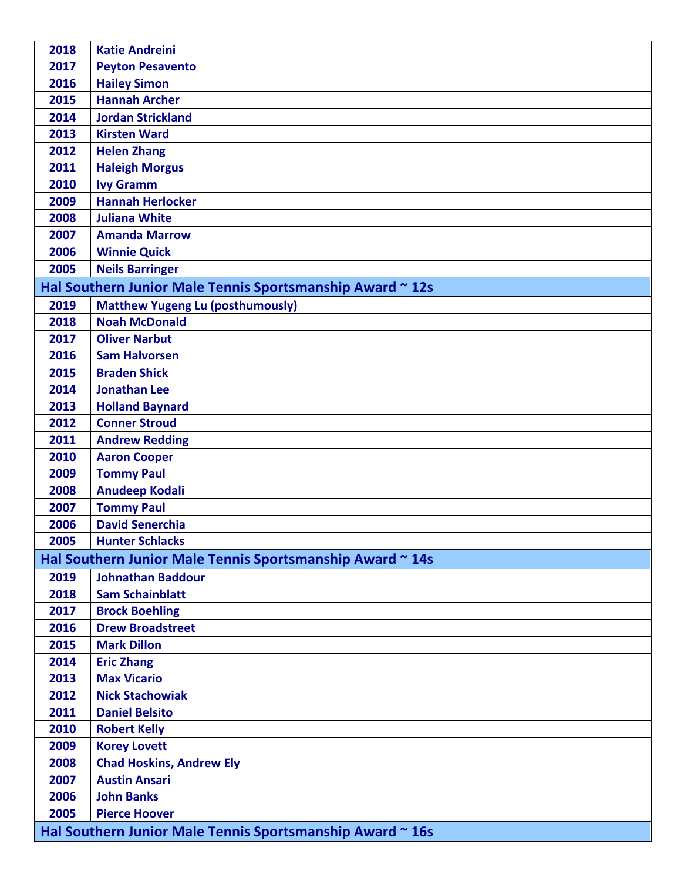| | |
|---|---|
| 2018 | Katie Andreini |
| 2017 | Peyton Pesavento |
| 2016 | Hailey Simon |
| 2015 | Hannah Archer |
| 2014 | Jordan Strickland |
| 2013 | Kirsten Ward |
| 2012 | Helen Zhang |
| 2011 | Haleigh Morgus |
| 2010 | Ivy Gramm |
| 2009 | Hannah Herlocker |
| 2008 | Juliana White |
| 2007 | Amanda Marrow |
| 2006 | Winnie Quick |
| 2005 | Neils Barringer |

## Hal Southern Junior Male Tennis Sportsmanship Award ~ 12s

| | |
|---|---|
| 2019 | Matthew Yugeng Lu (posthumously) |
| 2018 | Noah McDonald |
| 2017 | Oliver Narbut |
| 2016 | Sam Halvorsen |
| 2015 | Braden Shick |
| 2014 | Jonathan Lee |
| 2013 | Holland Baynard |
| 2012 | Conner Stroud |
| 2011 | Andrew Redding |
| 2010 | Aaron Cooper |
| 2009 | Tommy Paul |
| 2008 | Anudeep Kodali |
| 2007 | Tommy Paul |
| 2006 | David Senerchia |
| 2005 | Hunter Schlacks |

## Hal Southern Junior Male Tennis Sportsmanship Award ~ 14s

| | |
|---|---|
| 2019 | Johnathan Baddour |
| 2018 | Sam Schainblatt |
| 2017 | Brock Boehling |
| 2016 | Drew Broadstreet |
| 2015 | Mark Dillon |
| 2014 | Eric Zhang |
| 2013 | Max Vicario |
| 2012 | Nick Stachowiak |
| 2011 | Daniel Belsito |
| 2010 | Robert Kelly |
| 2009 | Korey Lovett |
| 2008 | Chad Hoskins, Andrew Ely |
| 2007 | Austin Ansari |
| 2006 | John Banks |
| 2005 | Pierce Hoover |

## Hal Southern Junior Male Tennis Sportsmanship Award ~ 16s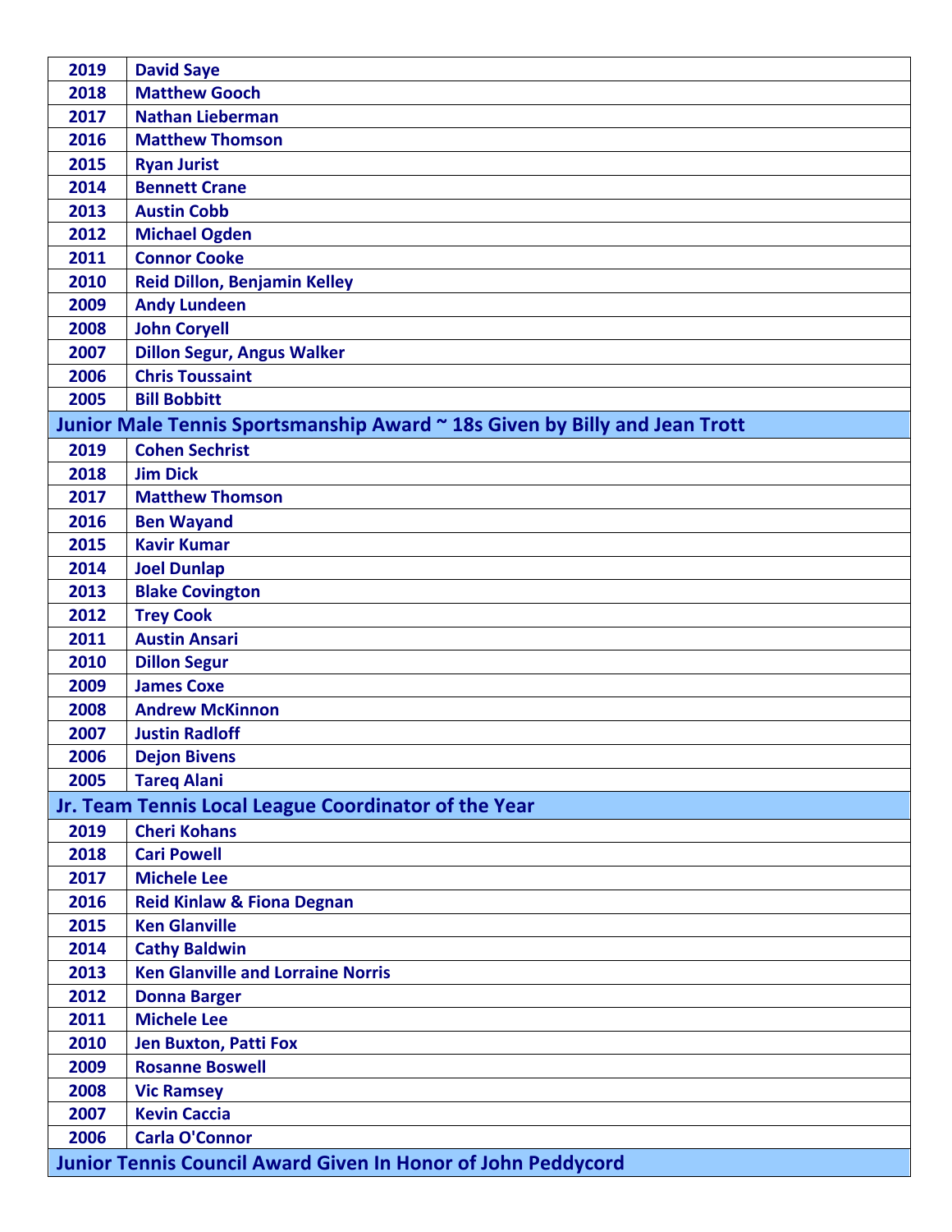| | |
|---|---|
| 2019 | David Saye |
| 2018 | Matthew Gooch |
| 2017 | Nathan Lieberman |
| 2016 | Matthew Thomson |
| 2015 | Ryan Jurist |
| 2014 | Bennett Crane |
| 2013 | Austin Cobb |
| 2012 | Michael Ogden |
| 2011 | Connor Cooke |
| 2010 | Reid Dillon, Benjamin Kelley |
| 2009 | Andy Lundeen |
| 2008 | John Coryell |
| 2007 | Dillon Segur, Angus Walker |
| 2006 | Chris Toussaint |
| 2005 | Bill Bobbitt |

## Junior Male Tennis Sportsmanship Award ~ 18s Given by Billy and Jean Trott

| | |
|---|---|
| 2019 | Cohen Sechrist |
| 2018 | Jim Dick |
| 2017 | Matthew Thomson |
| 2016 | Ben Wayand |
| 2015 | Kavir Kumar |
| 2014 | Joel Dunlap |
| 2013 | Blake Covington |
| 2012 | Trey Cook |
| 2011 | Austin Ansari |
| 2010 | Dillon Segur |
| 2009 | James Coxe |
| 2008 | Andrew McKinnon |
| 2007 | Justin Radloff |
| 2006 | Dejon Bivens |
| 2005 | Tareq Alani |

## Jr. Team Tennis Local League Coordinator of the Year

| | |
|---|---|
| 2019 | Cheri Kohans |
| 2018 | Cari Powell |
| 2017 | Michele Lee |
| 2016 | Reid Kinlaw & Fiona Degnan |
| 2015 | Ken Glanville |
| 2014 | Cathy Baldwin |
| 2013 | Ken Glanville and Lorraine Norris |
| 2012 | Donna Barger |
| 2011 | Michele Lee |
| 2010 | Jen Buxton, Patti Fox |
| 2009 | Rosanne Boswell |
| 2008 | Vic Ramsey |
| 2007 | Kevin Caccia |
| 2006 | Carla O'Connor |

## Junior Tennis Council Award Given In Honor of John Peddycord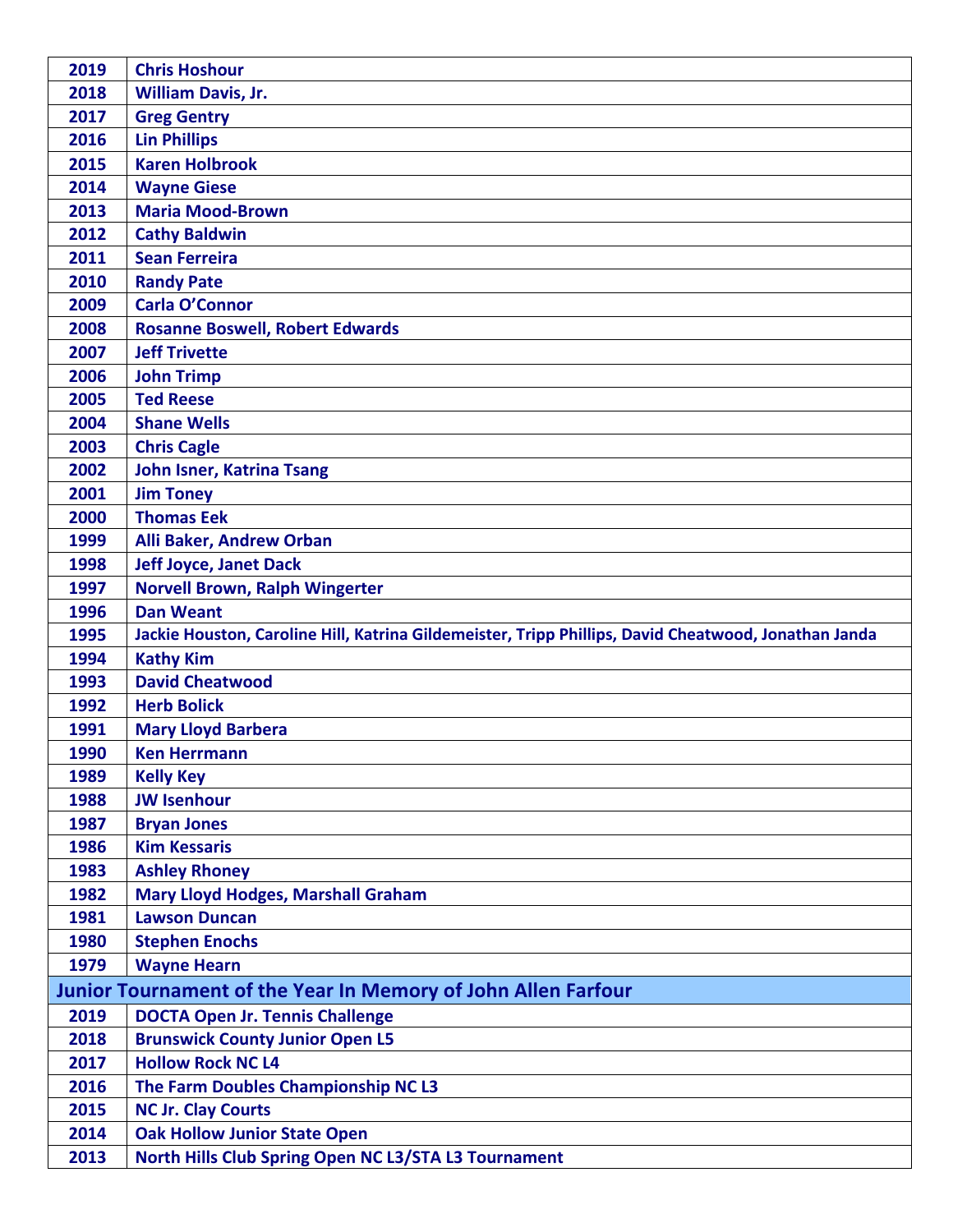| | |
|---|---|
| 2019 | Chris Hoshour |
| 2018 | William Davis, Jr. |
| 2017 | Greg Gentry |
| 2016 | Lin Phillips |
| 2015 | Karen Holbrook |
| 2014 | Wayne Giese |
| 2013 | Maria Mood-Brown |
| 2012 | Cathy Baldwin |
| 2011 | Sean Ferreira |
| 2010 | Randy Pate |
| 2009 | Carla O'Connor |
| 2008 | Rosanne Boswell, Robert Edwards |
| 2007 | Jeff Trivette |
| 2006 | John Trimp |
| 2005 | Ted Reese |
| 2004 | Shane Wells |
| 2003 | Chris Cagle |
| 2002 | John Isner, Katrina Tsang |
| 2001 | Jim Toney |
| 2000 | Thomas Eek |
| 1999 | Alli Baker, Andrew Orban |
| 1998 | Jeff Joyce, Janet Dack |
| 1997 | Norvell Brown, Ralph Wingerter |
| 1996 | Dan Weant |
| 1995 | Jackie Houston, Caroline Hill, Katrina Gildemeister, Tripp Phillips, David Cheatwood, Jonathan Janda |
| 1994 | Kathy Kim |
| 1993 | David Cheatwood |
| 1992 | Herb Bolick |
| 1991 | Mary Lloyd Barbera |
| 1990 | Ken Herrmann |
| 1989 | Kelly Key |
| 1988 | JW Isenhour |
| 1987 | Bryan Jones |
| 1986 | Kim Kessaris |
| 1983 | Ashley Rhoney |
| 1982 | Mary Lloyd Hodges, Marshall Graham |
| 1981 | Lawson Duncan |
| 1980 | Stephen Enochs |
| 1979 | Wayne Hearn |

## Junior Tournament of the Year In Memory of John Allen Farfour

| | |
|---|---|
| 2019 | DOCTA Open Jr. Tennis Challenge |
| 2018 | Brunswick County Junior Open L5 |
| 2017 | Hollow Rock NC L4 |
| 2016 | The Farm Doubles Championship NC L3 |
| 2015 | NC Jr. Clay Courts |
| 2014 | Oak Hollow Junior State Open |
| 2013 | North Hills Club Spring Open NC L3/STA L3 Tournament |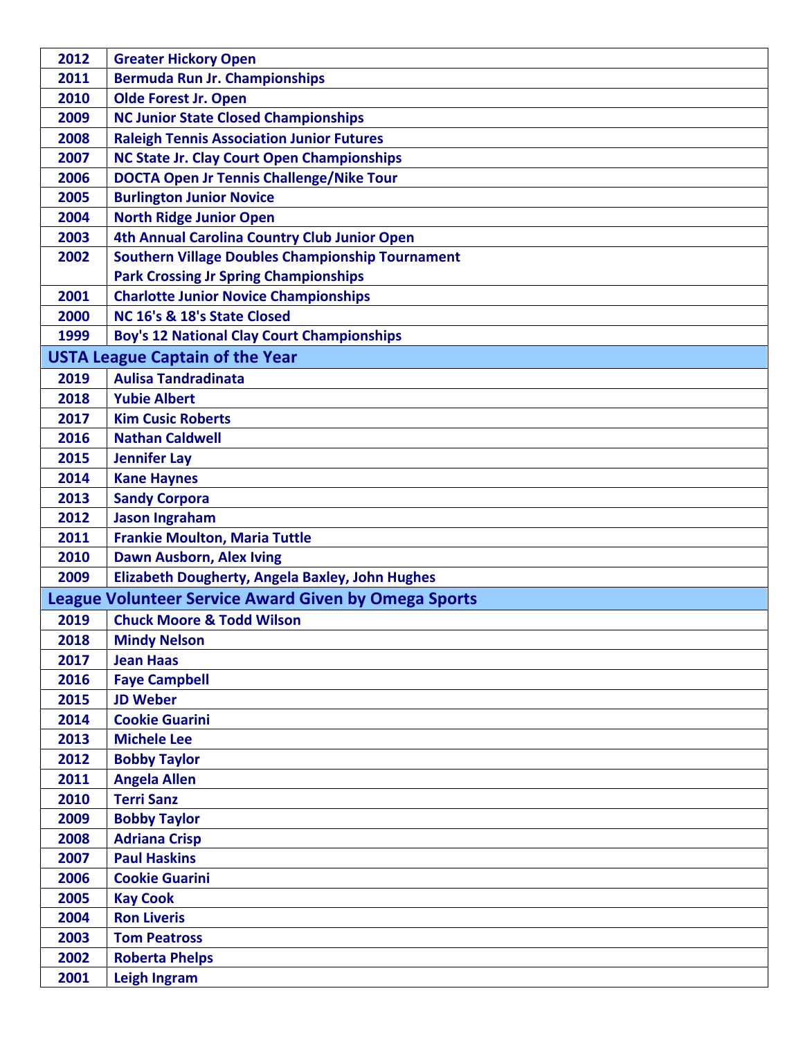| | |
|---|---|
| 2012 | Greater Hickory Open |
| 2011 | Bermuda Run Jr. Championships |
| 2010 | Olde Forest Jr. Open |
| 2009 | NC Junior State Closed Championships |
| 2008 | Raleigh Tennis Association Junior Futures |
| 2007 | NC State Jr. Clay Court Open Championships |
| 2006 | DOCTA Open Jr Tennis Challenge/Nike Tour |
| 2005 | Burlington Junior Novice |
| 2004 | North Ridge Junior Open |
| 2003 | 4th Annual Carolina Country Club Junior Open |
| 2002 | Southern Village Doubles Championship Tournament<br>Park Crossing Jr Spring Championships |
| 2001 | Charlotte Junior Novice Championships |
| 2000 | NC 16's & 18's State Closed |
| 1999 | Boy's 12 National Clay Court Championships |

## USTA League Captain of the Year

| | |
|---|---|
| 2019 | Aulisa Tandradinata |
| 2018 | Yubie Albert |
| 2017 | Kim Cusic Roberts |
| 2016 | Nathan Caldwell |
| 2015 | Jennifer Lay |
| 2014 | Kane Haynes |
| 2013 | Sandy Corpora |
| 2012 | Jason Ingraham |
| 2011 | Frankie Moulton, Maria Tuttle |
| 2010 | Dawn Ausborn, Alex Iving |
| 2009 | Elizabeth Dougherty, Angela Baxley, John Hughes |

## League Volunteer Service Award Given by Omega Sports

| | |
|---|---|
| 2019 | Chuck Moore & Todd Wilson |
| 2018 | Mindy Nelson |
| 2017 | Jean Haas |
| 2016 | Faye Campbell |
| 2015 | JD Weber |
| 2014 | Cookie Guarini |
| 2013 | Michele Lee |
| 2012 | Bobby Taylor |
| 2011 | Angela Allen |
| 2010 | Terri Sanz |
| 2009 | Bobby Taylor |
| 2008 | Adriana Crisp |
| 2007 | Paul Haskins |
| 2006 | Cookie Guarini |
| 2005 | Kay Cook |
| 2004 | Ron Liveris |
| 2003 | Tom Peatross |
| 2002 | Roberta Phelps |
| 2001 | Leigh Ingram |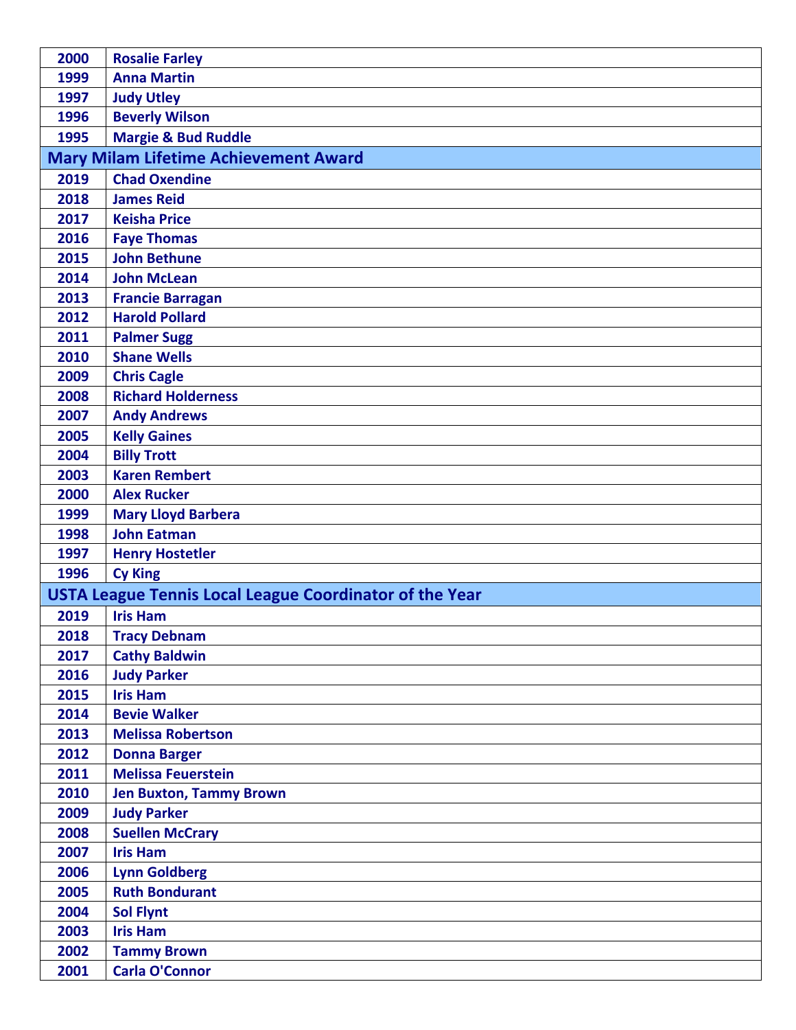| | |
|---|---|
| **2000** | **Rosalie Farley** |
| **1999** | **Anna Martin** |
| **1997** | **Judy Utley** |
| **1996** | **Beverly Wilson** |
| **1995** | **Margie & Bud Ruddle** |

## Mary Milam Lifetime Achievement Award

| | |
|---|---|
| **2019** | **Chad Oxendine** |
| **2018** | **James Reid** |
| **2017** | **Keisha Price** |
| **2016** | **Faye Thomas** |
| **2015** | **John Bethune** |
| **2014** | **John McLean** |
| **2013** | **Francie Barragan** |
| **2012** | **Harold Pollard** |
| **2011** | **Palmer Sugg** |
| **2010** | **Shane Wells** |
| **2009** | **Chris Cagle** |
| **2008** | **Richard Holderness** |
| **2007** | **Andy Andrews** |
| **2005** | **Kelly Gaines** |
| **2004** | **Billy Trott** |
| **2003** | **Karen Rembert** |
| **2000** | **Alex Rucker** |
| **1999** | **Mary Lloyd Barbera** |
| **1998** | **John Eatman** |
| **1997** | **Henry Hostetler** |
| **1996** | **Cy King** |

## USTA League Tennis Local League Coordinator of the Year

| | |
|---|---|
| **2019** | **Iris Ham** |
| **2018** | **Tracy Debnam** |
| **2017** | **Cathy Baldwin** |
| **2016** | **Judy Parker** |
| **2015** | **Iris Ham** |
| **2014** | **Bevie Walker** |
| **2013** | **Melissa Robertson** |
| **2012** | **Donna Barger** |
| **2011** | **Melissa Feuerstein** |
| **2010** | **Jen Buxton, Tammy Brown** |
| **2009** | **Judy Parker** |
| **2008** | **Suellen McCrary** |
| **2007** | **Iris Ham** |
| **2006** | **Lynn Goldberg** |
| **2005** | **Ruth Bondurant** |
| **2004** | **Sol Flynt** |
| **2003** | **Iris Ham** |
| **2002** | **Tammy Brown** |
| **2001** | **Carla O'Connor** |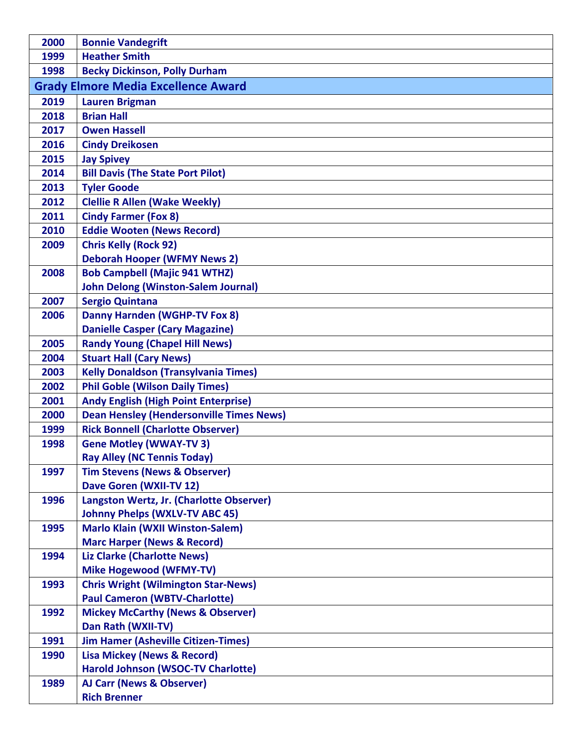| | |
|---|---|
| 2000 | Bonnie Vandegrift |
| 1999 | Heather Smith |
| 1998 | Becky Dickinson, Polly Durham |

## Grady Elmore Media Excellence Award

| | |
|---|---|
| 2019 | Lauren Brigman |
| 2018 | Brian Hall |
| 2017 | Owen Hassell |
| 2016 | Cindy Dreikosen |
| 2015 | Jay Spivey |
| 2014 | Bill Davis (The State Port Pilot) |
| 2013 | Tyler Goode |
| 2012 | Clellie R Allen (Wake Weekly) |
| 2011 | Cindy Farmer (Fox 8) |
| 2010 | Eddie Wooten (News Record) |
| 2009 | Chris Kelly (Rock 92)<br>Deborah Hooper (WFMY News 2) |
| 2008 | Bob Campbell (Majic 941 WTHZ)<br>John Delong (Winston-Salem Journal) |
| 2007 | Sergio Quintana |
| 2006 | Danny Harnden (WGHP-TV Fox 8)<br>Danielle Casper (Cary Magazine) |
| 2005 | Randy Young (Chapel Hill News) |
| 2004 | Stuart Hall (Cary News) |
| 2003 | Kelly Donaldson (Transylvania Times) |
| 2002 | Phil Goble (Wilson Daily Times) |
| 2001 | Andy English (High Point Enterprise) |
| 2000 | Dean Hensley (Hendersonville Times News) |
| 1999 | Rick Bonnell (Charlotte Observer) |
| 1998 | Gene Motley (WWAY-TV 3)<br>Ray Alley (NC Tennis Today) |
| 1997 | Tim Stevens (News & Observer)<br>Dave Goren (WXII-TV 12) |
| 1996 | Langston Wertz, Jr. (Charlotte Observer)<br>Johnny Phelps (WXLV-TV ABC 45) |
| 1995 | Marlo Klain (WXII Winston-Salem)<br>Marc Harper (News & Record) |
| 1994 | Liz Clarke (Charlotte News)<br>Mike Hogewood (WFMY-TV) |
| 1993 | Chris Wright (Wilmington Star-News)<br>Paul Cameron (WBTV-Charlotte) |
| 1992 | Mickey McCarthy (News & Observer)<br>Dan Rath (WXII-TV) |
| 1991 | Jim Hamer (Asheville Citizen-Times) |
| 1990 | Lisa Mickey (News & Record)<br>Harold Johnson (WSOC-TV Charlotte) |
| 1989 | AJ Carr (News & Observer)<br>Rich Brenner |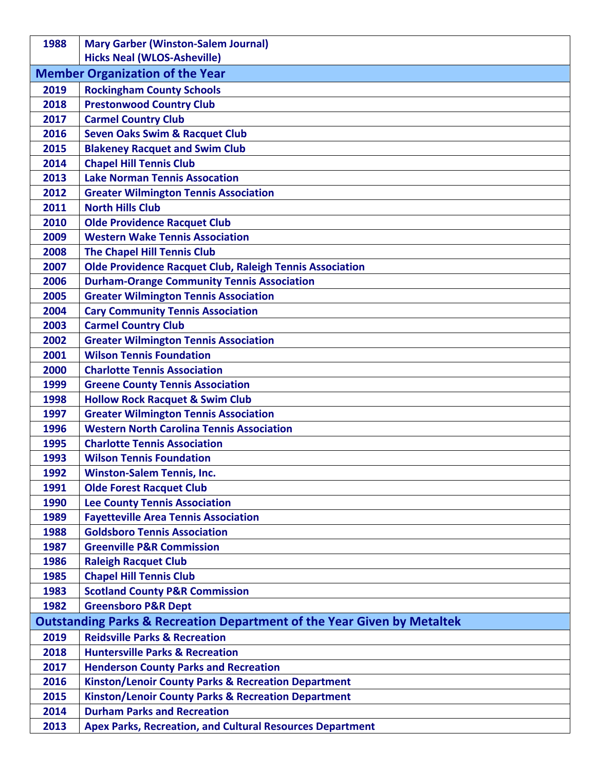| | |
|---|---|
| 1988 | Mary Garber (Winston-Salem Journal)<br>Hicks Neal (WLOS-Asheville) |

## Member Organization of the Year

| | |
|---|---|
| 2019 | Rockingham County Schools |
| 2018 | Prestonwood Country Club |
| 2017 | Carmel Country Club |
| 2016 | Seven Oaks Swim & Racquet Club |
| 2015 | Blakeney Racquet and Swim Club |
| 2014 | Chapel Hill Tennis Club |
| 2013 | Lake Norman Tennis Assocation |
| 2012 | Greater Wilmington Tennis Association |
| 2011 | North Hills Club |
| 2010 | Olde Providence Racquet Club |
| 2009 | Western Wake Tennis Association |
| 2008 | The Chapel Hill Tennis Club |
| 2007 | Olde Providence Racquet Club, Raleigh Tennis Association |
| 2006 | Durham-Orange Community Tennis Association |
| 2005 | Greater Wilmington Tennis Association |
| 2004 | Cary Community Tennis Association |
| 2003 | Carmel Country Club |
| 2002 | Greater Wilmington Tennis Association |
| 2001 | Wilson Tennis Foundation |
| 2000 | Charlotte Tennis Association |
| 1999 | Greene County Tennis Association |
| 1998 | Hollow Rock Racquet & Swim Club |
| 1997 | Greater Wilmington Tennis Association |
| 1996 | Western North Carolina Tennis Association |
| 1995 | Charlotte Tennis Association |
| 1993 | Wilson Tennis Foundation |
| 1992 | Winston-Salem Tennis, Inc. |
| 1991 | Olde Forest Racquet Club |
| 1990 | Lee County Tennis Association |
| 1989 | Fayetteville Area Tennis Association |
| 1988 | Goldsboro Tennis Association |
| 1987 | Greenville P&R Commission |
| 1986 | Raleigh Racquet Club |
| 1985 | Chapel Hill Tennis Club |
| 1983 | Scotland County P&R Commission |
| 1982 | Greensboro P&R Dept |

## Outstanding Parks & Recreation Department of the Year Given by Metaltek

| | |
|---|---|
| 2019 | Reidsville Parks & Recreation |
| 2018 | Huntersville Parks & Recreation |
| 2017 | Henderson County Parks and Recreation |
| 2016 | Kinston/Lenoir County Parks & Recreation Department |
| 2015 | Kinston/Lenoir County Parks & Recreation Department |
| 2014 | Durham Parks and Recreation |
| 2013 | Apex Parks, Recreation, and Cultural Resources Department |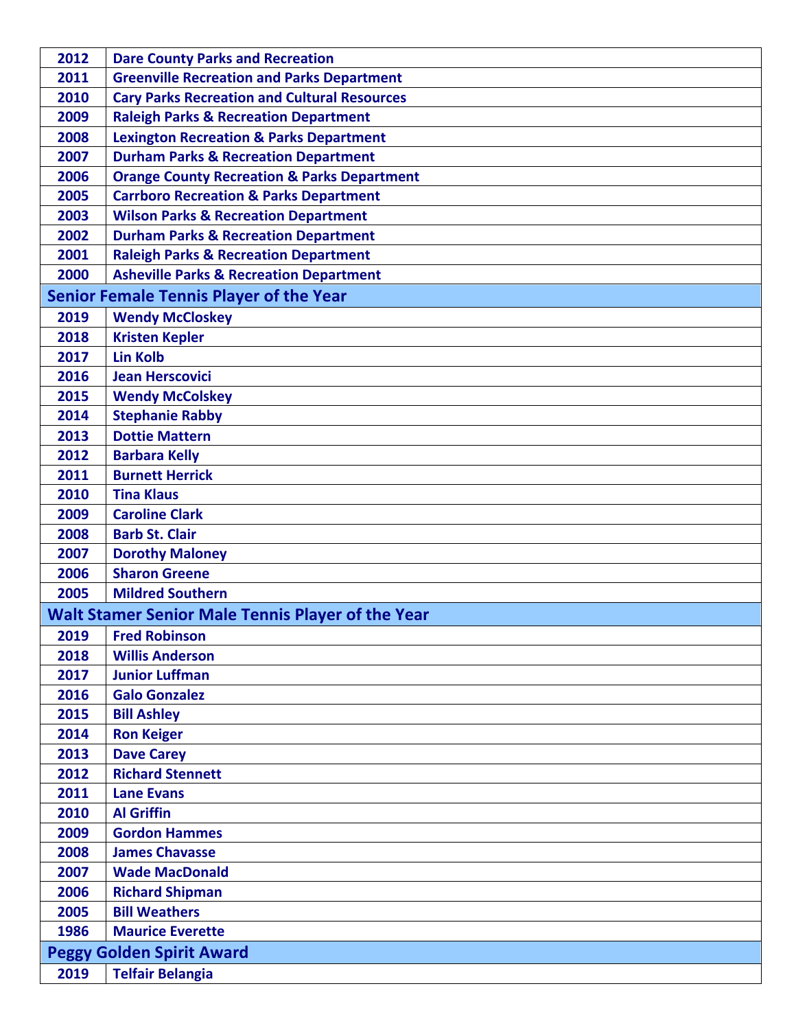| | |
|---|---|
| 2012 | Dare County Parks and Recreation |
| 2011 | Greenville Recreation and Parks Department |
| 2010 | Cary Parks Recreation and Cultural Resources |
| 2009 | Raleigh Parks & Recreation Department |
| 2008 | Lexington Recreation & Parks Department |
| 2007 | Durham Parks & Recreation Department |
| 2006 | Orange County Recreation & Parks Department |
| 2005 | Carrboro Recreation & Parks Department |
| 2003 | Wilson Parks & Recreation Department |
| 2002 | Durham Parks & Recreation Department |
| 2001 | Raleigh Parks & Recreation Department |
| 2000 | Asheville Parks & Recreation Department |

## Senior Female Tennis Player of the Year

| | |
|---|---|
| 2019 | Wendy McCloskey |
| 2018 | Kristen Kepler |
| 2017 | Lin Kolb |
| 2016 | Jean Herscovici |
| 2015 | Wendy McColskey |
| 2014 | Stephanie Rabby |
| 2013 | Dottie Mattern |
| 2012 | Barbara Kelly |
| 2011 | Burnett Herrick |
| 2010 | Tina Klaus |
| 2009 | Caroline Clark |
| 2008 | Barb St. Clair |
| 2007 | Dorothy Maloney |
| 2006 | Sharon Greene |
| 2005 | Mildred Southern |

## Walt Stamer Senior Male Tennis Player of the Year

| | |
|---|---|
| 2019 | Fred Robinson |
| 2018 | Willis Anderson |
| 2017 | Junior Luffman |
| 2016 | Galo Gonzalez |
| 2015 | Bill Ashley |
| 2014 | Ron Keiger |
| 2013 | Dave Carey |
| 2012 | Richard Stennett |
| 2011 | Lane Evans |
| 2010 | Al Griffin |
| 2009 | Gordon Hammes |
| 2008 | James Chavasse |
| 2007 | Wade MacDonald |
| 2006 | Richard Shipman |
| 2005 | Bill Weathers |
| 1986 | Maurice Everette |

## Peggy Golden Spirit Award

| | |
|---|---|
| 2019 | Telfair Belangia |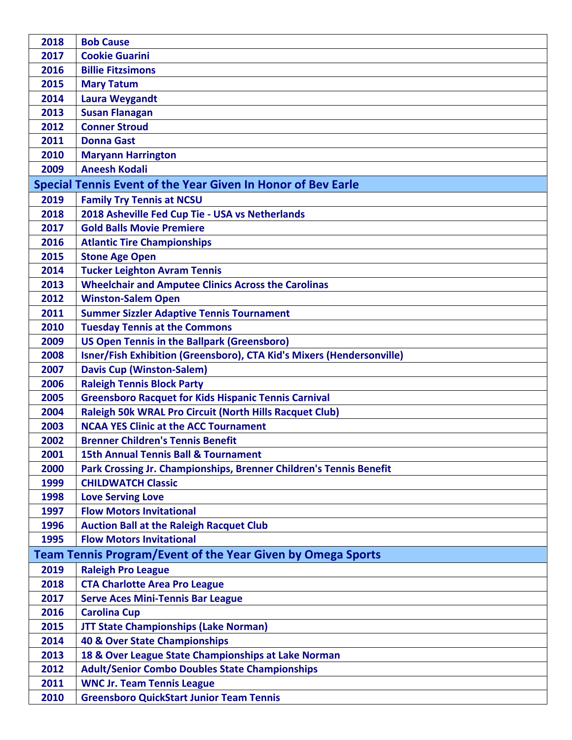| | |
|---|---|
| 2018 | Bob Cause |
| 2017 | Cookie Guarini |
| 2016 | Billie Fitzsimons |
| 2015 | Mary Tatum |
| 2014 | Laura Weygandt |
| 2013 | Susan Flanagan |
| 2012 | Conner Stroud |
| 2011 | Donna Gast |
| 2010 | Maryann Harrington |
| 2009 | Aneesh Kodali |

## Special Tennis Event of the Year Given In Honor of Bev Earle

| | |
|---|---|
| 2019 | Family Try Tennis at NCSU |
| 2018 | 2018 Asheville Fed Cup Tie - USA vs Netherlands |
| 2017 | Gold Balls Movie Premiere |
| 2016 | Atlantic Tire Championships |
| 2015 | Stone Age Open |
| 2014 | Tucker Leighton Avram Tennis |
| 2013 | Wheelchair and Amputee Clinics Across the Carolinas |
| 2012 | Winston-Salem Open |
| 2011 | Summer Sizzler Adaptive Tennis Tournament |
| 2010 | Tuesday Tennis at the Commons |
| 2009 | US Open Tennis in the Ballpark (Greensboro) |
| 2008 | Isner/Fish Exhibition (Greensboro), CTA Kid's Mixers (Hendersonville) |
| 2007 | Davis Cup (Winston-Salem) |
| 2006 | Raleigh Tennis Block Party |
| 2005 | Greensboro Racquet for Kids Hispanic Tennis Carnival |
| 2004 | Raleigh 50k WRAL Pro Circuit (North Hills Racquet Club) |
| 2003 | NCAA YES Clinic at the ACC Tournament |
| 2002 | Brenner Children's Tennis Benefit |
| 2001 | 15th Annual Tennis Ball & Tournament |
| 2000 | Park Crossing Jr. Championships, Brenner Children's Tennis Benefit |
| 1999 | CHILDWATCH Classic |
| 1998 | Love Serving Love |
| 1997 | Flow Motors Invitational |
| 1996 | Auction Ball at the Raleigh Racquet Club |
| 1995 | Flow Motors Invitational |

## Team Tennis Program/Event of the Year Given by Omega Sports

| | |
|---|---|
| 2019 | Raleigh Pro League |
| 2018 | CTA Charlotte Area Pro League |
| 2017 | Serve Aces Mini-Tennis Bar League |
| 2016 | Carolina Cup |
| 2015 | JTT State Championships (Lake Norman) |
| 2014 | 40 & Over State Championships |
| 2013 | 18 & Over League State Championships at Lake Norman |
| 2012 | Adult/Senior Combo Doubles State Championships |
| 2011 | WNC Jr. Team Tennis League |
| 2010 | Greensboro QuickStart Junior Team Tennis |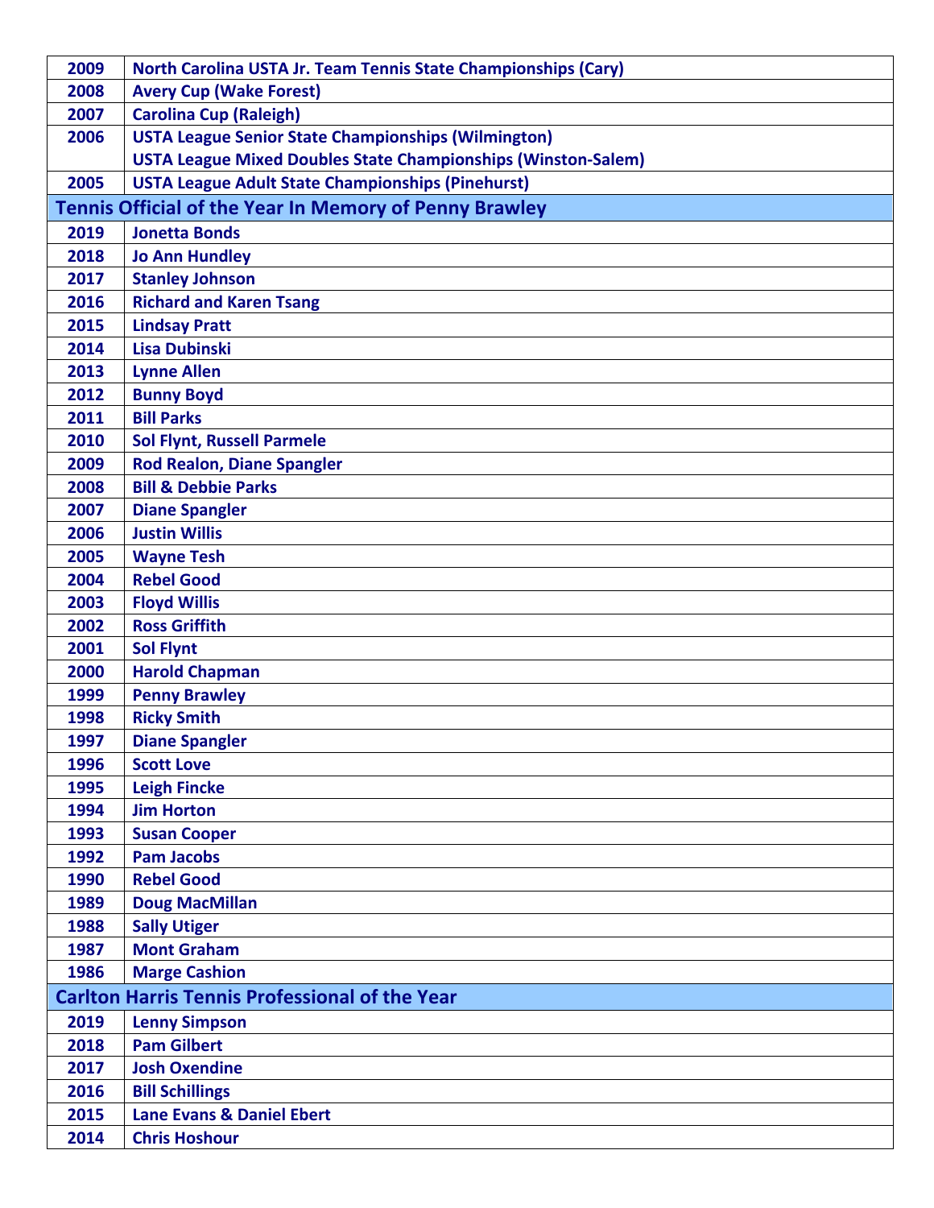| | |
|---|---|
| 2009 | North Carolina USTA Jr. Team Tennis State Championships (Cary) |
| 2008 | Avery Cup (Wake Forest) |
| 2007 | Carolina Cup (Raleigh) |
| 2006 | USTA League Senior State Championships (Wilmington) |
| | USTA League Mixed Doubles State Championships (Winston-Salem) |
| 2005 | USTA League Adult State Championships (Pinehurst) |

## Tennis Official of the Year In Memory of Penny Brawley

| | |
|---|---|
| 2019 | Jonetta Bonds |
| 2018 | Jo Ann Hundley |
| 2017 | Stanley Johnson |
| 2016 | Richard and Karen Tsang |
| 2015 | Lindsay Pratt |
| 2014 | Lisa Dubinski |
| 2013 | Lynne Allen |
| 2012 | Bunny Boyd |
| 2011 | Bill Parks |
| 2010 | Sol Flynt, Russell Parmele |
| 2009 | Rod Realon, Diane Spangler |
| 2008 | Bill & Debbie Parks |
| 2007 | Diane Spangler |
| 2006 | Justin Willis |
| 2005 | Wayne Tesh |
| 2004 | Rebel Good |
| 2003 | Floyd Willis |
| 2002 | Ross Griffith |
| 2001 | Sol Flynt |
| 2000 | Harold Chapman |
| 1999 | Penny Brawley |
| 1998 | Ricky Smith |
| 1997 | Diane Spangler |
| 1996 | Scott Love |
| 1995 | Leigh Fincke |
| 1994 | Jim Horton |
| 1993 | Susan Cooper |
| 1992 | Pam Jacobs |
| 1990 | Rebel Good |
| 1989 | Doug MacMillan |
| 1988 | Sally Utiger |
| 1987 | Mont Graham |
| 1986 | Marge Cashion |

## Carlton Harris Tennis Professional of the Year

| | |
|---|---|
| 2019 | Lenny Simpson |
| 2018 | Pam Gilbert |
| 2017 | Josh Oxendine |
| 2016 | Bill Schillings |
| 2015 | Lane Evans & Daniel Ebert |
| 2014 | Chris Hoshour |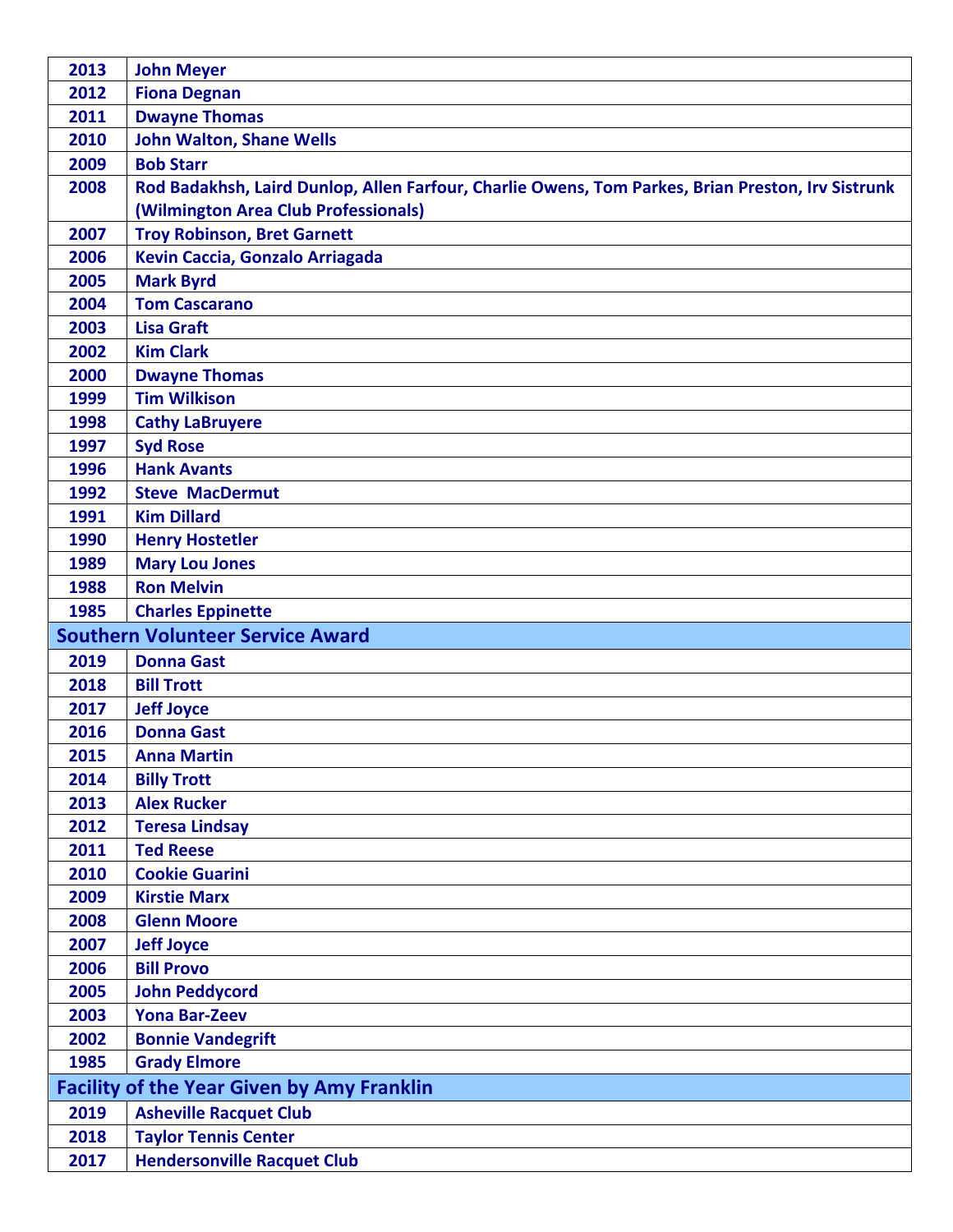| | |
|---|---|
| 2013 | John Meyer |
| 2012 | Fiona Degnan |
| 2011 | Dwayne Thomas |
| 2010 | John Walton, Shane Wells |
| 2009 | Bob Starr |
| 2008 | Rod Badakhsh, Laird Dunlop, Allen Farfour, Charlie Owens, Tom Parkes, Brian Preston, Irv Sistrunk (Wilmington Area Club Professionals) |
| 2007 | Troy Robinson, Bret Garnett |
| 2006 | Kevin Caccia, Gonzalo Arriagada |
| 2005 | Mark Byrd |
| 2004 | Tom Cascarano |
| 2003 | Lisa Graft |
| 2002 | Kim Clark |
| 2000 | Dwayne Thomas |
| 1999 | Tim Wilkison |
| 1998 | Cathy LaBruyere |
| 1997 | Syd Rose |
| 1996 | Hank Avants |
| 1992 | Steve MacDermut |
| 1991 | Kim Dillard |
| 1990 | Henry Hostetler |
| 1989 | Mary Lou Jones |
| 1988 | Ron Melvin |
| 1985 | Charles Eppinette |

## Southern Volunteer Service Award

| | |
|---|---|
| 2019 | Donna Gast |
| 2018 | Bill Trott |
| 2017 | Jeff Joyce |
| 2016 | Donna Gast |
| 2015 | Anna Martin |
| 2014 | Billy Trott |
| 2013 | Alex Rucker |
| 2012 | Teresa Lindsay |
| 2011 | Ted Reese |
| 2010 | Cookie Guarini |
| 2009 | Kirstie Marx |
| 2008 | Glenn Moore |
| 2007 | Jeff Joyce |
| 2006 | Bill Provo |
| 2005 | John Peddycord |
| 2003 | Yona Bar-Zeev |
| 2002 | Bonnie Vandegrift |
| 1985 | Grady Elmore |

## Facility of the Year Given by Amy Franklin

| | |
|---|---|
| 2019 | Asheville Racquet Club |
| 2018 | Taylor Tennis Center |
| 2017 | Hendersonville Racquet Club |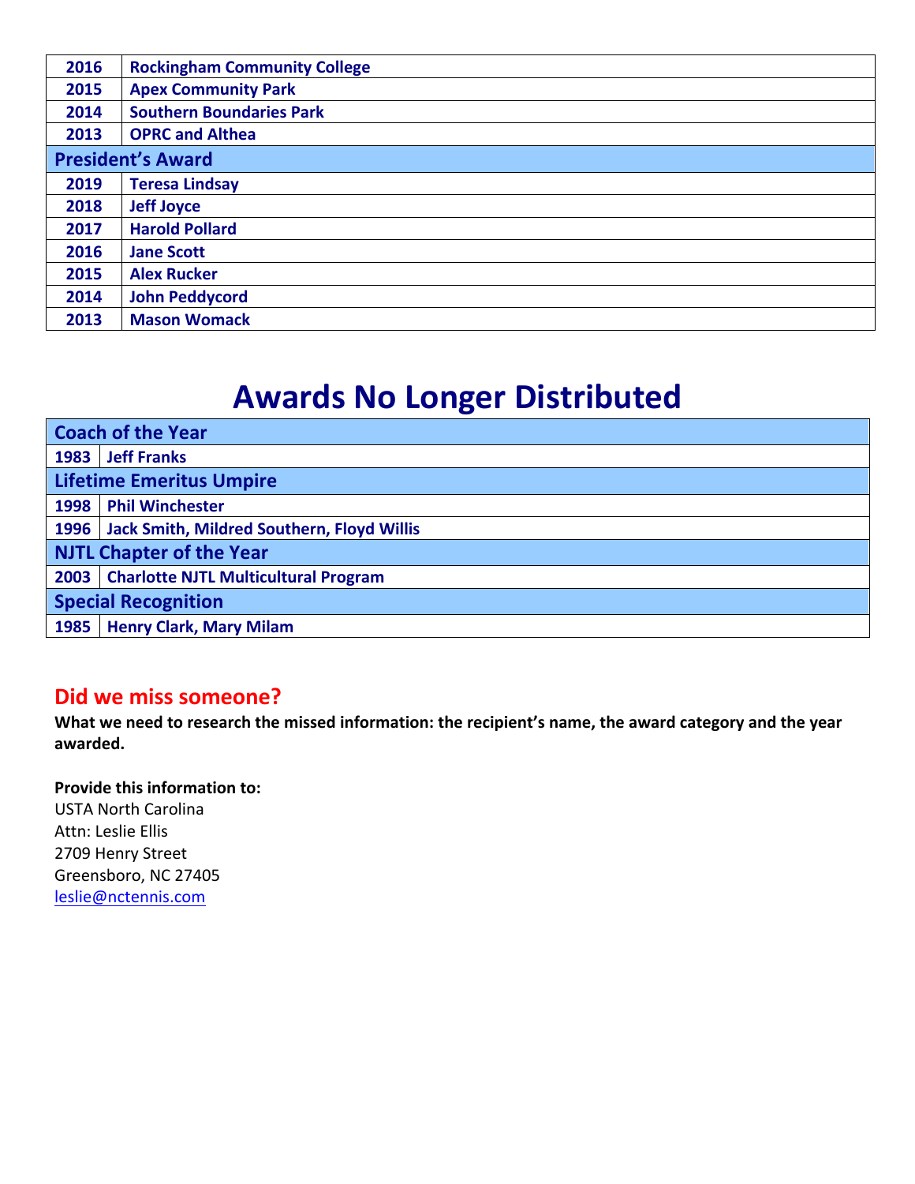| | |
|---|---|
| 2016 | Rockingham Community College |
| 2015 | Apex Community Park |
| 2014 | Southern Boundaries Park |
| 2013 | OPRC and Althea |
| **President's Award** | |
| 2019 | Teresa Lindsay |
| 2018 | Jeff Joyce |
| 2017 | Harold Pollard |
| 2016 | Jane Scott |
| 2015 | Alex Rucker |
| 2014 | John Peddycord |
| 2013 | Mason Womack |

# Awards No Longer Distributed

| | |
|---|---|
| **Coach of the Year** | |
| 1983 | Jeff Franks |
| **Lifetime Emeritus Umpire** | |
| 1998 | Phil Winchester |
| 1996 | Jack Smith, Mildred Southern, Floyd Willis |
| **NJTL Chapter of the Year** | |
| 2003 | Charlotte NJTL Multicultural Program |
| **Special Recognition** | |
| 1985 | Henry Clark, Mary Milam |

## Did we miss someone?

**What we need to research the missed information: the recipient's name, the award category and the year awarded.**

**Provide this information to:**
USTA North Carolina
Attn: Leslie Ellis
2709 Henry Street
Greensboro, NC 27405
leslie@nctennis.com